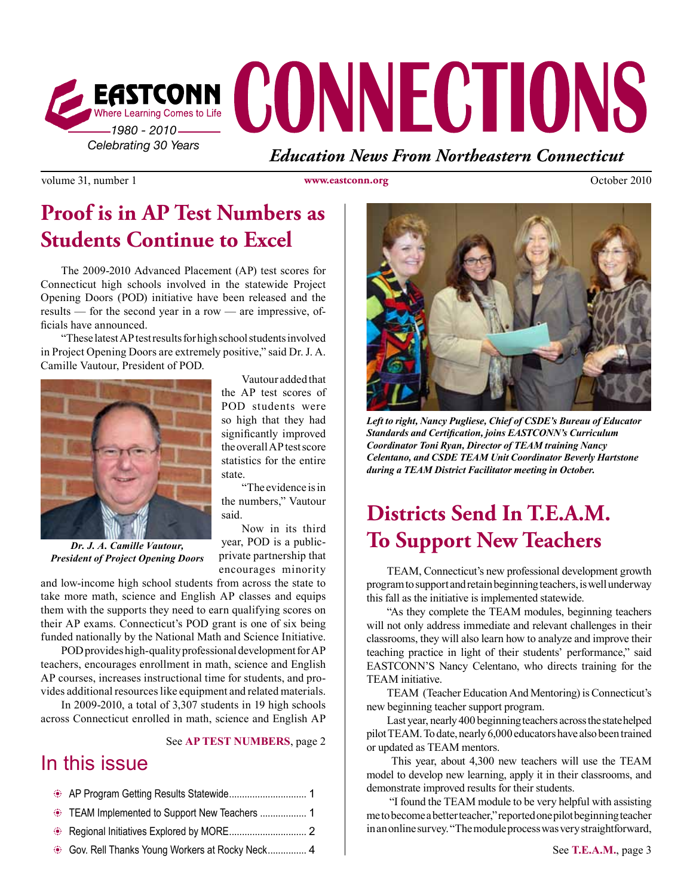# EASTCONN CONNECTIONS

Where Learning Comes to Life

1980 - 2010

Celebrating 30 Years

*Education News From Northeastern Connecticut*

volume 31, number 1 | www.eastconn.org | October 2010

## Proof is in AP Test Numbers as Students Continue to Excel

The 2009-2010 Advanced Placement (AP) test scores for Connecticut high schools involved in the statewide Project Opening Doors (POD) initiative have been released and the results — for the second year in a row — are impressive, officials have announced.

"These latest AP test results for high school students involved in Project Opening Doors are extremely positive," said Dr. J. A. Camille Vautour, President of POD.

*Dr. J. A. Camille Vautour, President of Project Opening Doors*

Vautour added that the AP test scores of POD students were so high that they had significantly improved the overall AP test score statistics for the entire state.

"The evidence is in the numbers," Vautour said.

Now in its third year, POD is a public-private partnership that encourages minority and low-income high school students from across the state to take more math, science and English AP classes and equips them with the supports they need to earn qualifying scores on their AP exams. Connecticut's POD grant is one of six being funded nationally by the National Math and Science Initiative.

POD provides high-quality professional development for AP teachers, encourages enrollment in math, science and English AP courses, increases instructional time for students, and provides additional resources like equipment and related materials.

In 2009-2010, a total of 3,307 students in 19 high schools across Connecticut enrolled in math, science and English AP

See **AP TEST NUMBERS**, page 2

## In this issue

- AP Program Getting Results Statewide.............................. 1
- TEAM Implemented to Support New Teachers .................. 1
- Regional Initiatives Explored by MORE.............................. 2
- Gov. Rell Thanks Young Workers at Rocky Neck............... 4

*Left to right, Nancy Pugliese, Chief of CSDE's Bureau of Educator Standards and Certification, joins EASTCONN's Curriculum Coordinator Toni Ryan, Director of TEAM training Nancy Celentano, and CSDE TEAM Unit Coordinator Beverly Hartstone during a TEAM District Facilitator meeting in October.*

## Districts Send In T.E.A.M. To Support New Teachers

TEAM, Connecticut's new professional development growth program to support and retain beginning teachers, is well underway this fall as the initiative is implemented statewide.

"As they complete the TEAM modules, beginning teachers will not only address immediate and relevant challenges in their classrooms, they will also learn how to analyze and improve their teaching practice in light of their students' performance," said EASTCONN'S Nancy Celentano, who directs training for the TEAM initiative.

TEAM (Teacher Education And Mentoring) is Connecticut's new beginning teacher support program.

Last year, nearly 400 beginning teachers across the state helped pilot TEAM. To date, nearly 6,000 educators have also been trained or updated as TEAM mentors.

This year, about 4,300 new teachers will use the TEAM model to develop new learning, apply it in their classrooms, and demonstrate improved results for their students.

"I found the TEAM module to be very helpful with assisting me to become a better teacher," reported one pilot beginning teacher in an online survey. "The module process was very straightforward,

See **T.E.A.M.**, page 3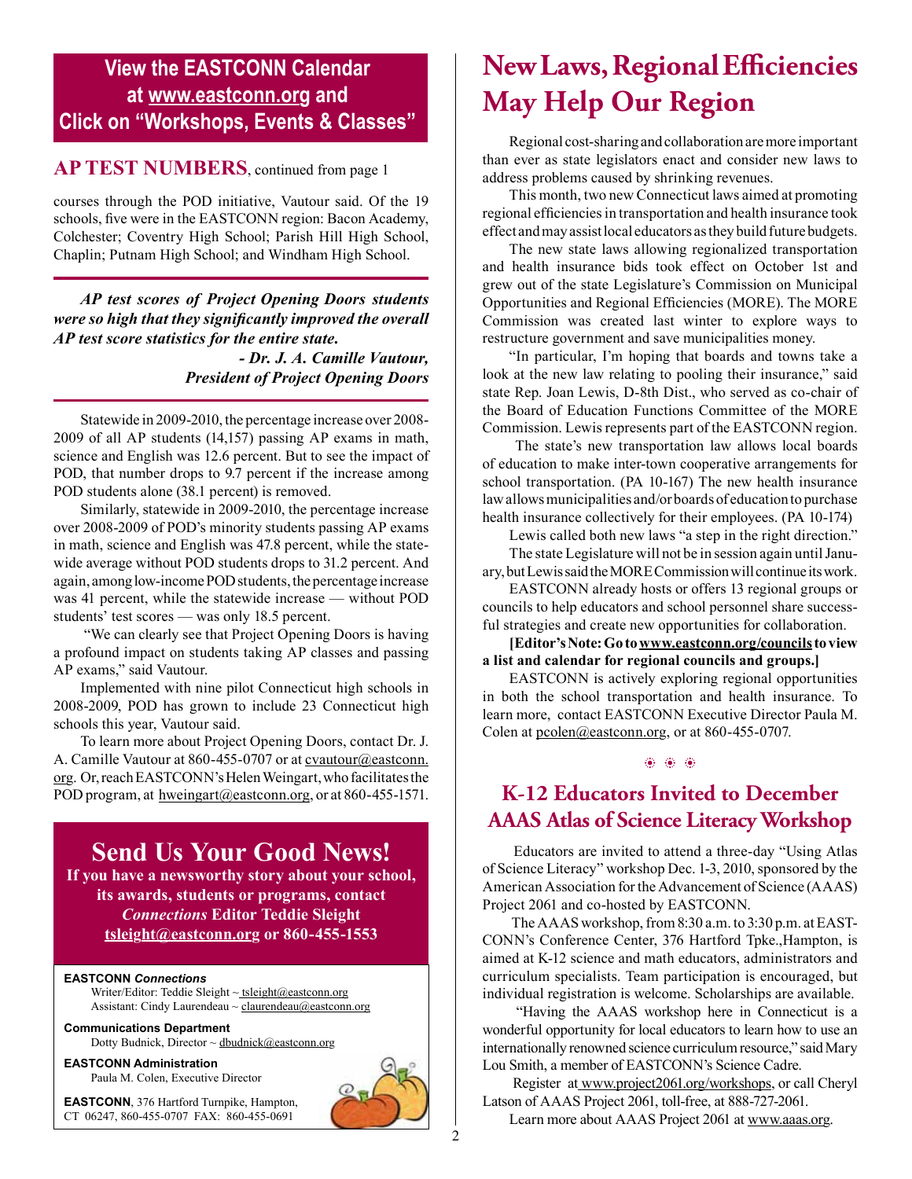## View the EASTCONN Calendar at www.eastconn.org and Click on "Workshops, Events & Classes"

## AP TEST NUMBERS, continued from page 1

courses through the POD initiative, Vautour said. Of the 19 schools, five were in the EASTCONN region: Bacon Academy, Colchester; Coventry High School; Parish Hill High School, Chaplin; Putnam High School; and Windham High School.

> ***AP test scores of Project Opening Doors students were so high that they significantly improved the overall AP test score statistics for the entire state.***
>
> ***- Dr. J. A. Camille Vautour, President of Project Opening Doors***

Statewide in 2009-2010, the percentage increase over 2008-2009 of all AP students (14,157) passing AP exams in math, science and English was 12.6 percent. But to see the impact of POD, that number drops to 9.7 percent if the increase among POD students alone (38.1 percent) is removed.

Similarly, statewide in 2009-2010, the percentage increase over 2008-2009 of POD's minority students passing AP exams in math, science and English was 47.8 percent, while the statewide average without POD students drops to 31.2 percent. And again, among low-income POD students, the percentage increase was 41 percent, while the statewide increase — without POD students' test scores — was only 18.5 percent.

"We can clearly see that Project Opening Doors is having a profound impact on students taking AP classes and passing AP exams," said Vautour.

Implemented with nine pilot Connecticut high schools in 2008-2009, POD has grown to include 23 Connecticut high schools this year, Vautour said.

To learn more about Project Opening Doors, contact Dr. J. A. Camille Vautour at 860-455-0707 or at cvautour@eastconn.org. Or, reach EASTCONN's Helen Weingart, who facilitates the POD program, at hweingart@eastconn.org, or at 860-455-1571.

## Send Us Your Good News!

**If you have a newsworthy story about your school, its awards, students or programs, contact *Connections* Editor Teddie Sleight tsleight@eastconn.org or 860-455-1553**

**EASTCONN *Connections***
Writer/Editor: Teddie Sleight ~ tsleight@eastconn.org
Assistant: Cindy Laurendeau ~ claurendeau@eastconn.org

**Communications Department**
Dotty Budnick, Director ~ dbudnick@eastconn.org

**EASTCONN Administration**
Paula M. Colen, Executive Director

**EASTCONN**, 376 Hartford Turnpike, Hampton, CT 06247, 860-455-0707 FAX: 860-455-0691

# New Laws, Regional Efficiencies May Help Our Region

Regional cost-sharing and collaboration are more important than ever as state legislators enact and consider new laws to address problems caused by shrinking revenues.

This month, two new Connecticut laws aimed at promoting regional efficiencies in transportation and health insurance took effect and may assist local educators as they build future budgets.

The new state laws allowing regionalized transportation and health insurance bids took effect on October 1st and grew out of the state Legislature's Commission on Municipal Opportunities and Regional Efficiencies (MORE). The MORE Commission was created last winter to explore ways to restructure government and save municipalities money.

"In particular, I'm hoping that boards and towns take a look at the new law relating to pooling their insurance," said state Rep. Joan Lewis, D-8th Dist., who served as co-chair of the Board of Education Functions Committee of the MORE Commission. Lewis represents part of the EASTCONN region.

The state's new transportation law allows local boards of education to make inter-town cooperative arrangements for school transportation. (PA 10-167) The new health insurance law allows municipalities and/or boards of education to purchase health insurance collectively for their employees. (PA 10-174)

Lewis called both new laws "a step in the right direction."

The state Legislature will not be in session again until January, but Lewis said the MORE Commission will continue its work.

EASTCONN already hosts or offers 13 regional groups or councils to help educators and school personnel share successful strategies and create new opportunities for collaboration.

**[Editor's Note: Go to www.eastconn.org/councils to view a list and calendar for regional councils and groups.]**

EASTCONN is actively exploring regional opportunities in both the school transportation and health insurance. To learn more, contact EASTCONN Executive Director Paula M. Colen at pcolen@eastconn.org, or at 860-455-0707.

## K-12 Educators Invited to December AAAS Atlas of Science Literacy Workshop

Educators are invited to attend a three-day "Using Atlas of Science Literacy" workshop Dec. 1-3, 2010, sponsored by the American Association for the Advancement of Science (AAAS) Project 2061 and co-hosted by EASTCONN.

The AAAS workshop, from 8:30 a.m. to 3:30 p.m. at EASTCONN's Conference Center, 376 Hartford Tpke.,Hampton, is aimed at K-12 science and math educators, administrators and curriculum specialists. Team participation is encouraged, but individual registration is welcome. Scholarships are available.

"Having the AAAS workshop here in Connecticut is a wonderful opportunity for local educators to learn how to use an internationally renowned science curriculum resource," said Mary Lou Smith, a member of EASTCONN's Science Cadre.

Register at www.project2061.org/workshops, or call Cheryl Latson of AAAS Project 2061, toll-free, at 888-727-2061.

Learn more about AAAS Project 2061 at www.aaas.org.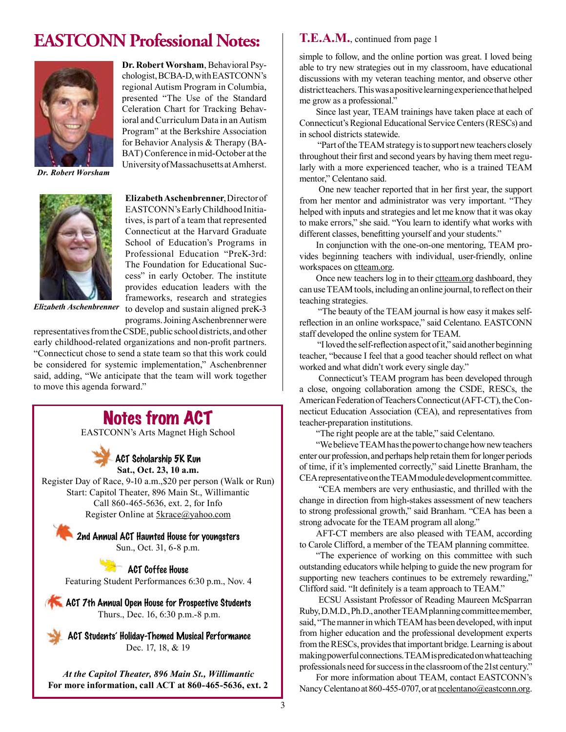# EASTCONN Professional Notes:

*Dr. Robert Worsham*

**Dr. Robert Worsham**, Behavioral Psychologist, BCBA-D, with EASTCONN's regional Autism Program in Columbia, presented "The Use of the Standard Celeration Chart for Tracking Behavioral and Curriculum Data in an Autism Program" at the Berkshire Association for Behavior Analysis & Therapy (BABAT) Conference in mid-October at the University of Massachusetts at Amherst.

*Elizabeth Aschenbrenner*

**Elizabeth Aschenbrenner**, Director of EASTCONN's Early Childhood Initiatives, is part of a team that represented Connecticut at the Harvard Graduate School of Education's Programs in Professional Education "PreK-3rd: The Foundation for Educational Success" in early October. The institute provides education leaders with the frameworks, research and strategies to develop and sustain aligned preK-3 programs. Joining Aschenbrenner were representatives from the CSDE, public school districts, and other early childhood-related organizations and non-profit partners. "Connecticut chose to send a state team so that this work could be considered for systemic implementation," Aschenbrenner said, adding, "We anticipate that the team will work together to move this agenda forward."

## Notes from ACT

EASTCONN's Arts Magnet High School

### ACT Scholarship 5K Run

**Sat., Oct. 23, 10 a.m.**

Register Day of Race, 9-10 a.m.,$20 per person (Walk or Run)
Start: Capitol Theater, 896 Main St., Willimantic
Call 860-465-5636, ext. 2, for Info
Register Online at 5krace@yahoo.com

### 2nd Annual ACT Haunted House for youngsters

Sun., Oct. 31, 6-8 p.m.

### ACT Coffee House

Featuring Student Performances 6:30 p.m., Nov. 4

### ACT 7th Annual Open House for Prospective Students

Thurs., Dec. 16, 6:30 p.m.-8 p.m.

### ACT Students' Holiday-Themed Musical Performance

Dec. 17, 18, & 19

*At the Capitol Theater, 896 Main St., Willimantic*
**For more information, call ACT at 860-465-5636, ext. 2**

## T.E.A.M., continued from page 1

simple to follow, and the online portion was great. I loved being able to try new strategies out in my classroom, have educational discussions with my veteran teaching mentor, and observe other district teachers. This was a positive learning experience that helped me grow as a professional."

Since last year, TEAM trainings have taken place at each of Connecticut's Regional Educational Service Centers (RESCs) and in school districts statewide.

"Part of the TEAM strategy is to support new teachers closely throughout their first and second years by having them meet regularly with a more experienced teacher, who is a trained TEAM mentor," Celentano said.

One new teacher reported that in her first year, the support from her mentor and administrator was very important. "They helped with inputs and strategies and let me know that it was okay to make errors," she said. "You learn to identify what works with different classes, benefitting yourself and your students."

In conjunction with the one-on-one mentoring, TEAM provides beginning teachers with individual, user-friendly, online workspaces on ctteam.org.

Once new teachers log in to their ctteam.org dashboard, they can use TEAM tools, including an online journal, to reflect on their teaching strategies.

"The beauty of the TEAM journal is how easy it makes self-reflection in an online workspace," said Celentano. EASTCONN staff developed the online system for TEAM.

"I loved the self-reflection aspect of it," said another beginning teacher, "because I feel that a good teacher should reflect on what worked and what didn't work every single day."

Connecticut's TEAM program has been developed through a close, ongoing collaboration among the CSDE, RESCs, the American Federation of Teachers Connecticut (AFT-CT), the Connecticut Education Association (CEA), and representatives from teacher-preparation institutions.

"The right people are at the table," said Celentano.

"We believe TEAM has the power to change how new teachers enter our profession, and perhaps help retain them for longer periods of time, if it's implemented correctly," said Linette Branham, the CEA representative on the TEAM module development committee.

"CEA members are very enthusiastic, and thrilled with the change in direction from high-stakes assessment of new teachers to strong professional growth," said Branham. "CEA has been a strong advocate for the TEAM program all along."

AFT-CT members are also pleased with TEAM, according to Carole Clifford, a member of the TEAM planning committee.

"The experience of working on this committee with such outstanding educators while helping to guide the new program for supporting new teachers continues to be extremely rewarding," Clifford said. "It definitely is a team approach to TEAM."

ECSU Assistant Professor of Reading Maureen McSparran Ruby, D.M.D., Ph.D., another TEAM planning committee member, said, "The manner in which TEAM has been developed, with input from higher education and the professional development experts from the RESCs, provides that important bridge. Learning is about making powerful connections. TEAM is predicated on what teaching professionals need for success in the classroom of the 21st century."

For more information about TEAM, contact EASTCONN's Nancy Celentano at 860-455-0707, or at ncelentano@eastconn.org.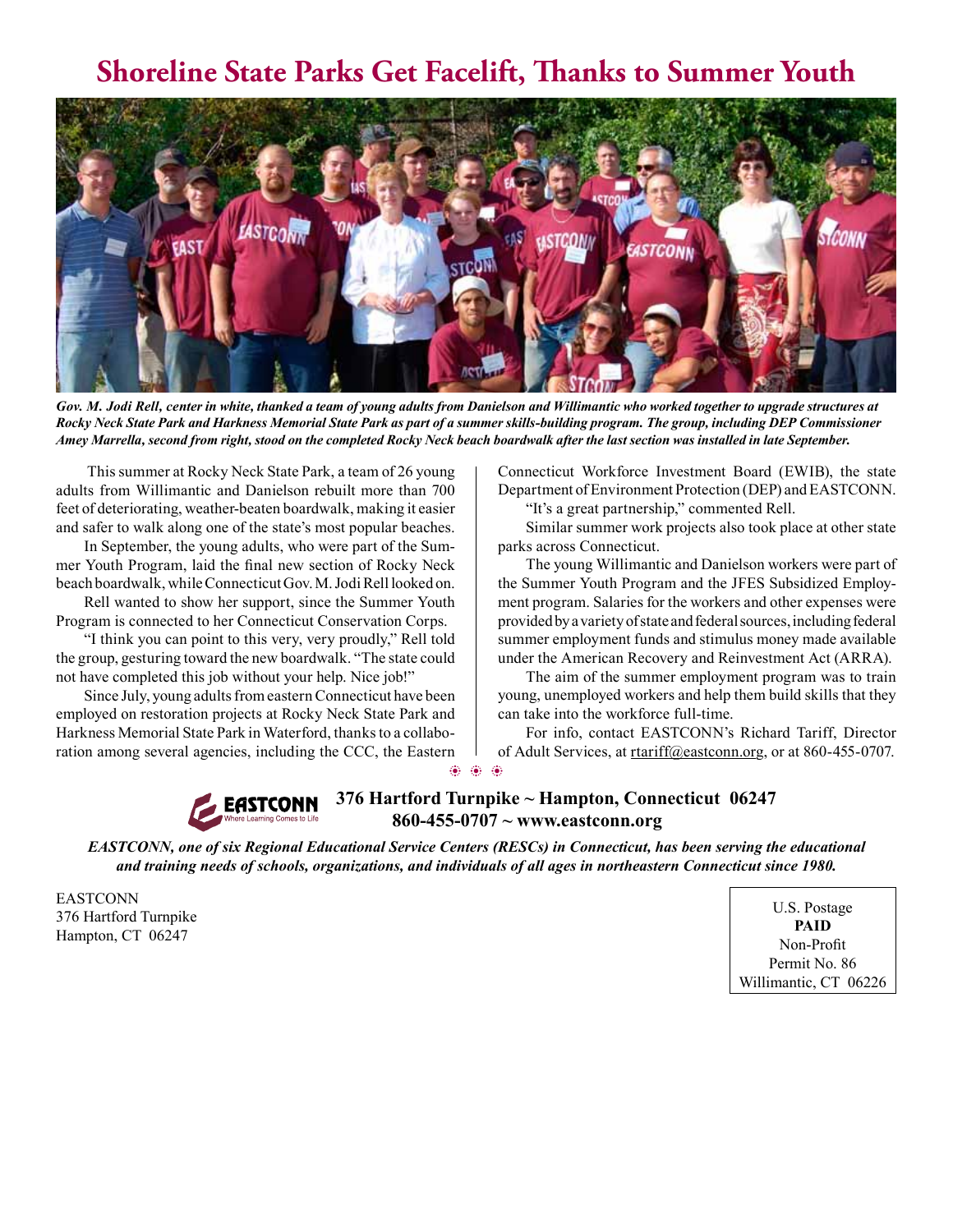# Shoreline State Parks Get Facelift, Thanks to Summer Youth

*Gov. M. Jodi Rell, center in white, thanked a team of young adults from Danielson and Willimantic who worked together to upgrade structures at Rocky Neck State Park and Harkness Memorial State Park as part of a summer skills-building program. The group, including DEP Commissioner Amey Marrella, second from right, stood on the completed Rocky Neck beach boardwalk after the last section was installed in late September.*

This summer at Rocky Neck State Park, a team of 26 young adults from Willimantic and Danielson rebuilt more than 700 feet of deteriorating, weather-beaten boardwalk, making it easier and safer to walk along one of the state's most popular beaches.

In September, the young adults, who were part of the Summer Youth Program, laid the final new section of Rocky Neck beach boardwalk, while Connecticut Gov. M. Jodi Rell looked on.

Rell wanted to show her support, since the Summer Youth Program is connected to her Connecticut Conservation Corps.

"I think you can point to this very, very proudly," Rell told the group, gesturing toward the new boardwalk. "The state could not have completed this job without your help. Nice job!"

Since July, young adults from eastern Connecticut have been employed on restoration projects at Rocky Neck State Park and Harkness Memorial State Park in Waterford, thanks to a collaboration among several agencies, including the CCC, the Eastern Connecticut Workforce Investment Board (EWIB), the state Department of Environment Protection (DEP) and EASTCONN.

"It's a great partnership," commented Rell.

Similar summer work projects also took place at other state parks across Connecticut.

The young Willimantic and Danielson workers were part of the Summer Youth Program and the JFES Subsidized Employment program. Salaries for the workers and other expenses were provided by a variety of state and federal sources, including federal summer employment funds and stimulus money made available under the American Recovery and Reinvestment Act (ARRA).

The aim of the summer employment program was to train young, unemployed workers and help them build skills that they can take into the workforce full-time.

For info, contact EASTCONN's Richard Tariff, Director of Adult Services, at rtariff@eastconn.org, or at 860-455-0707.

**EASTCONN** Where Learning Comes to Life

**376 Hartford Turnpike ~ Hampton, Connecticut 06247**
**860-455-0707 ~ www.eastconn.org**

***EASTCONN, one of six Regional Educational Service Centers (RESCs) in Connecticut, has been serving the educational and training needs of schools, organizations, and individuals of all ages in northeastern Connecticut since 1980.***

EASTCONN
376 Hartford Turnpike
Hampton, CT 06247

U.S. Postage
**PAID**
Non-Profit
Permit No. 86
Willimantic, CT 06226